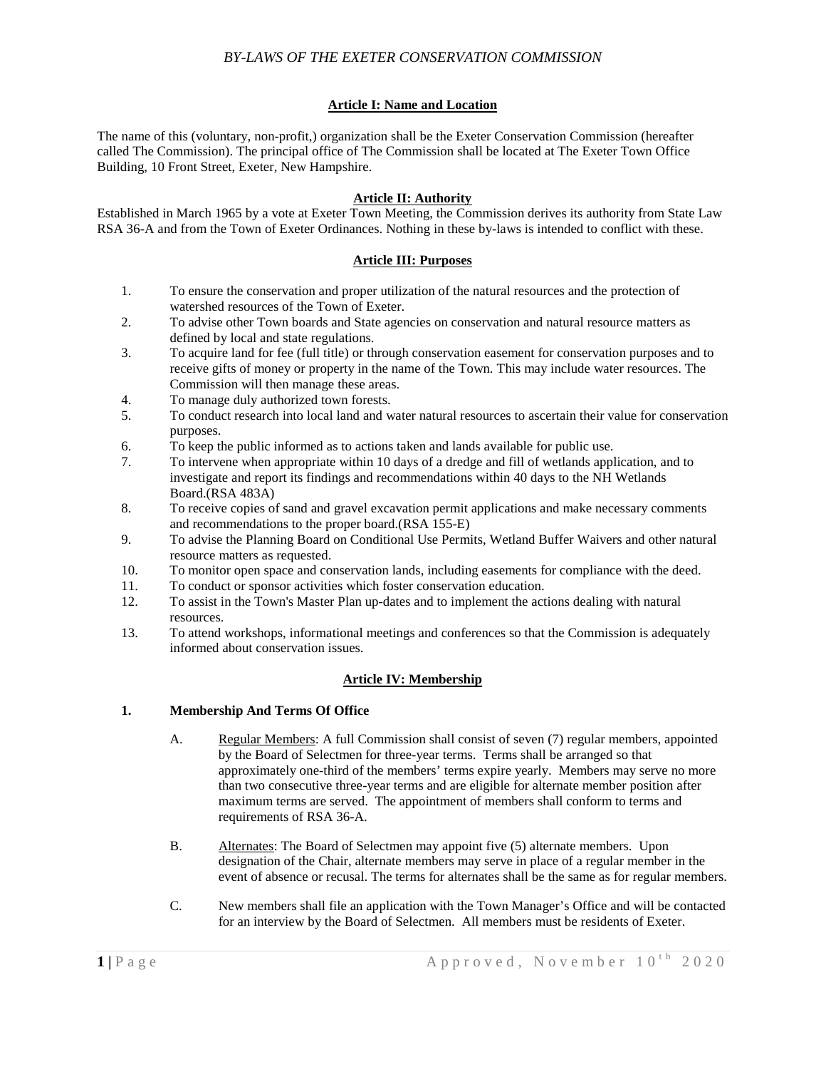# *BY-LAWS OF THE EXETER CONSERVATION COMMISSION*

## Article I: Name and Location

The name of this (voluntary, non-profit,) organization shall be the Exeter Conservation Commission (hereafter called The Commission). The principal office of The Commission shall be located at The Exeter Town Office Building, 10 Front Street, Exeter, New Hampshire.

## Article II: Authority

Established in March 1965 by a vote at Exeter Town Meeting, the Commission derives its authority from State Law RSA 36-A and from the Town of Exeter Ordinances. Nothing in these by-laws is intended to conflict with these.

## Article III: Purposes

1. To ensure the conservation and proper utilization of the natural resources and the protection of watershed resources of the Town of Exeter.
2. To advise other Town boards and State agencies on conservation and natural resource matters as defined by local and state regulations.
3. To acquire land for fee (full title) or through conservation easement for conservation purposes and to receive gifts of money or property in the name of the Town. This may include water resources. The Commission will then manage these areas.
4. To manage duly authorized town forests.
5. To conduct research into local land and water natural resources to ascertain their value for conservation purposes.
6. To keep the public informed as to actions taken and lands available for public use.
7. To intervene when appropriate within 10 days of a dredge and fill of wetlands application, and to investigate and report its findings and recommendations within 40 days to the NH Wetlands Board.(RSA 483A)
8. To receive copies of sand and gravel excavation permit applications and make necessary comments and recommendations to the proper board.(RSA 155-E)
9. To advise the Planning Board on Conditional Use Permits, Wetland Buffer Waivers and other natural resource matters as requested.
10. To monitor open space and conservation lands, including easements for compliance with the deed.
11. To conduct or sponsor activities which foster conservation education.
12. To assist in the Town's Master Plan up-dates and to implement the actions dealing with natural resources.
13. To attend workshops, informational meetings and conferences so that the Commission is adequately informed about conservation issues.

## Article IV: Membership

### 1. Membership And Terms Of Office

A. Regular Members: A full Commission shall consist of seven (7) regular members, appointed by the Board of Selectmen for three-year terms. Terms shall be arranged so that approximately one-third of the members' terms expire yearly. Members may serve no more than two consecutive three-year terms and are eligible for alternate member position after maximum terms are served. The appointment of members shall conform to terms and requirements of RSA 36-A.

B. Alternates: The Board of Selectmen may appoint five (5) alternate members. Upon designation of the Chair, alternate members may serve in place of a regular member in the event of absence or recusal. The terms for alternates shall be the same as for regular members.

C. New members shall file an application with the Town Manager's Office and will be contacted for an interview by the Board of Selectmen. All members must be residents of Exeter.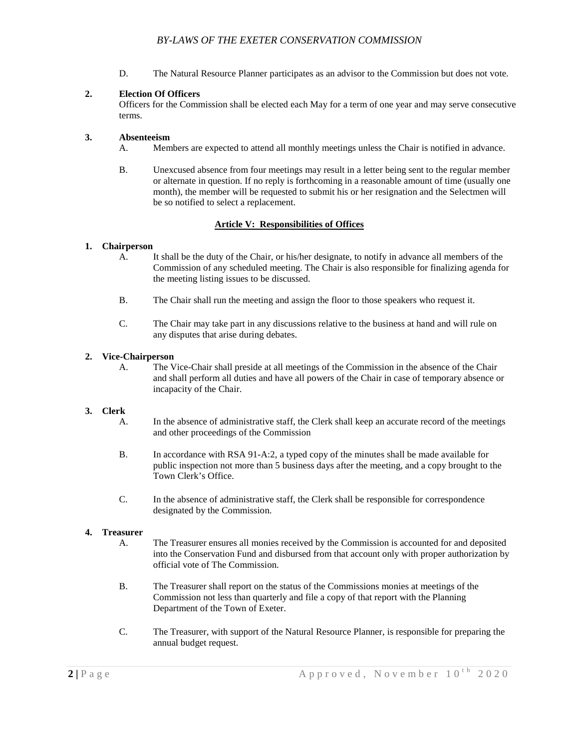D. The Natural Resource Planner participates as an advisor to the Commission but does not vote.

**2. Election Of Officers**

Officers for the Commission shall be elected each May for a term of one year and may serve consecutive terms.

**3. Absenteeism**

A. Members are expected to attend all monthly meetings unless the Chair is notified in advance.

B. Unexcused absence from four meetings may result in a letter being sent to the regular member or alternate in question. If no reply is forthcoming in a reasonable amount of time (usually one month), the member will be requested to submit his or her resignation and the Selectmen will be so notified to select a replacement.

## Article V: Responsibilities of Offices

**1. Chairperson**

A. It shall be the duty of the Chair, or his/her designate, to notify in advance all members of the Commission of any scheduled meeting. The Chair is also responsible for finalizing agenda for the meeting listing issues to be discussed.

B. The Chair shall run the meeting and assign the floor to those speakers who request it.

C. The Chair may take part in any discussions relative to the business at hand and will rule on any disputes that arise during debates.

**2. Vice-Chairperson**

A. The Vice-Chair shall preside at all meetings of the Commission in the absence of the Chair and shall perform all duties and have all powers of the Chair in case of temporary absence or incapacity of the Chair.

**3. Clerk**

A. In the absence of administrative staff, the Clerk shall keep an accurate record of the meetings and other proceedings of the Commission

B. In accordance with RSA 91-A:2, a typed copy of the minutes shall be made available for public inspection not more than 5 business days after the meeting, and a copy brought to the Town Clerk's Office.

C. In the absence of administrative staff, the Clerk shall be responsible for correspondence designated by the Commission.

**4. Treasurer**

A. The Treasurer ensures all monies received by the Commission is accounted for and deposited into the Conservation Fund and disbursed from that account only with proper authorization by official vote of The Commission.

B. The Treasurer shall report on the status of the Commissions monies at meetings of the Commission not less than quarterly and file a copy of that report with the Planning Department of the Town of Exeter.

C. The Treasurer, with support of the Natural Resource Planner, is responsible for preparing the annual budget request.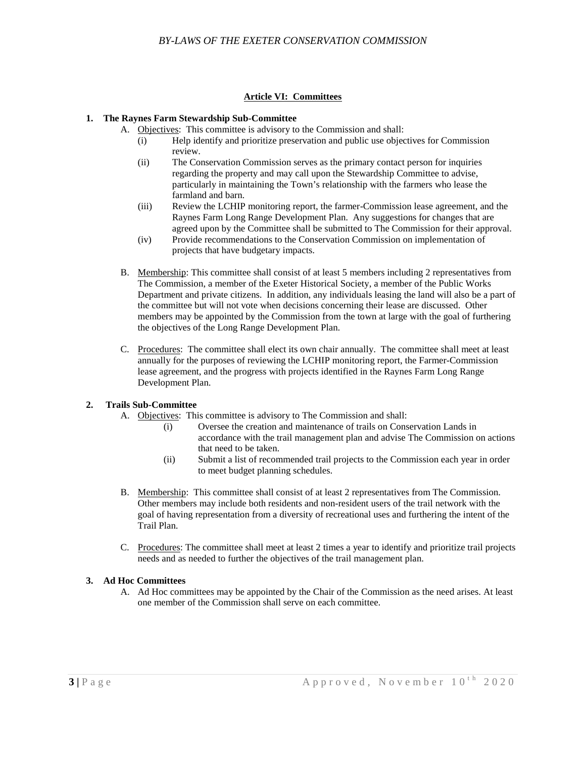## Article VI: Committees

**1. The Raynes Farm Stewardship Sub-Committee**

A. Objectives: This committee is advisory to the Commission and shall:

(i) Help identify and prioritize preservation and public use objectives for Commission review.

(ii) The Conservation Commission serves as the primary contact person for inquiries regarding the property and may call upon the Stewardship Committee to advise, particularly in maintaining the Town's relationship with the farmers who lease the farmland and barn.

(iii) Review the LCHIP monitoring report, the farmer-Commission lease agreement, and the Raynes Farm Long Range Development Plan. Any suggestions for changes that are agreed upon by the Committee shall be submitted to The Commission for their approval.

(iv) Provide recommendations to the Conservation Commission on implementation of projects that have budgetary impacts.

B. Membership: This committee shall consist of at least 5 members including 2 representatives from The Commission, a member of the Exeter Historical Society, a member of the Public Works Department and private citizens. In addition, any individuals leasing the land will also be a part of the committee but will not vote when decisions concerning their lease are discussed. Other members may be appointed by the Commission from the town at large with the goal of furthering the objectives of the Long Range Development Plan.

C. Procedures: The committee shall elect its own chair annually. The committee shall meet at least annually for the purposes of reviewing the LCHIP monitoring report, the Farmer-Commission lease agreement, and the progress with projects identified in the Raynes Farm Long Range Development Plan.

**2. Trails Sub-Committee**

A. Objectives: This committee is advisory to The Commission and shall:

(i) Oversee the creation and maintenance of trails on Conservation Lands in accordance with the trail management plan and advise The Commission on actions that need to be taken.

(ii) Submit a list of recommended trail projects to the Commission each year in order to meet budget planning schedules.

B. Membership: This committee shall consist of at least 2 representatives from The Commission. Other members may include both residents and non-resident users of the trail network with the goal of having representation from a diversity of recreational uses and furthering the intent of the Trail Plan.

C. Procedures: The committee shall meet at least 2 times a year to identify and prioritize trail projects needs and as needed to further the objectives of the trail management plan.

**3. Ad Hoc Committees**

A. Ad Hoc committees may be appointed by the Chair of the Commission as the need arises. At least one member of the Commission shall serve on each committee.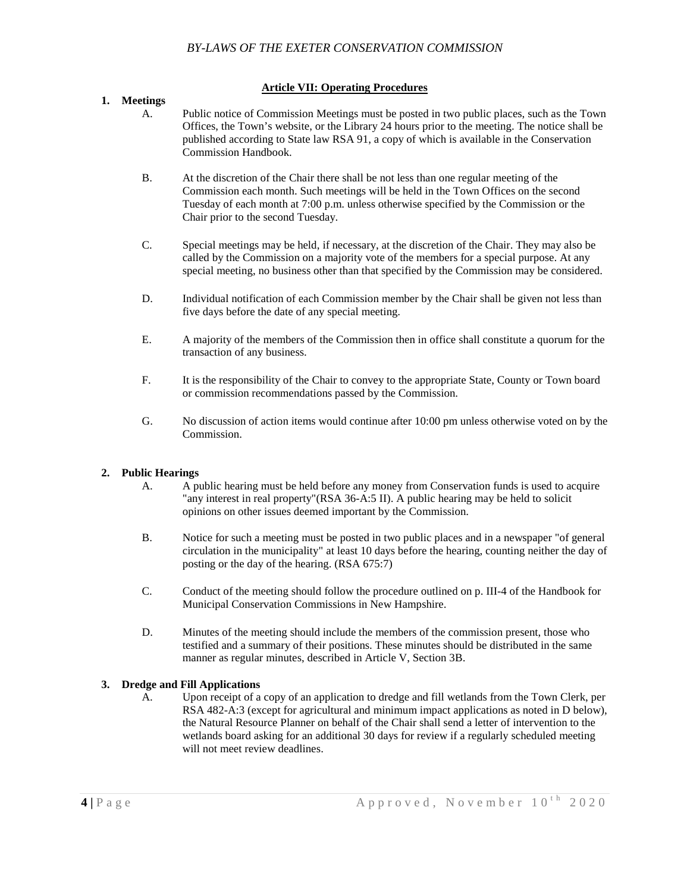## Article VII: Operating Procedures

**1. Meetings**

A. Public notice of Commission Meetings must be posted in two public places, such as the Town Offices, the Town's website, or the Library 24 hours prior to the meeting. The notice shall be published according to State law RSA 91, a copy of which is available in the Conservation Commission Handbook.

B. At the discretion of the Chair there shall be not less than one regular meeting of the Commission each month. Such meetings will be held in the Town Offices on the second Tuesday of each month at 7:00 p.m. unless otherwise specified by the Commission or the Chair prior to the second Tuesday.

C. Special meetings may be held, if necessary, at the discretion of the Chair. They may also be called by the Commission on a majority vote of the members for a special purpose. At any special meeting, no business other than that specified by the Commission may be considered.

D. Individual notification of each Commission member by the Chair shall be given not less than five days before the date of any special meeting.

E. A majority of the members of the Commission then in office shall constitute a quorum for the transaction of any business.

F. It is the responsibility of the Chair to convey to the appropriate State, County or Town board or commission recommendations passed by the Commission.

G. No discussion of action items would continue after 10:00 pm unless otherwise voted on by the Commission.

**2. Public Hearings**

A. A public hearing must be held before any money from Conservation funds is used to acquire "any interest in real property"(RSA 36-A:5 II). A public hearing may be held to solicit opinions on other issues deemed important by the Commission.

B. Notice for such a meeting must be posted in two public places and in a newspaper "of general circulation in the municipality" at least 10 days before the hearing, counting neither the day of posting or the day of the hearing. (RSA 675:7)

C. Conduct of the meeting should follow the procedure outlined on p. III-4 of the Handbook for Municipal Conservation Commissions in New Hampshire.

D. Minutes of the meeting should include the members of the commission present, those who testified and a summary of their positions. These minutes should be distributed in the same manner as regular minutes, described in Article V, Section 3B.

**3. Dredge and Fill Applications**

A. Upon receipt of a copy of an application to dredge and fill wetlands from the Town Clerk, per RSA 482-A:3 (except for agricultural and minimum impact applications as noted in D below), the Natural Resource Planner on behalf of the Chair shall send a letter of intervention to the wetlands board asking for an additional 30 days for review if a regularly scheduled meeting will not meet review deadlines.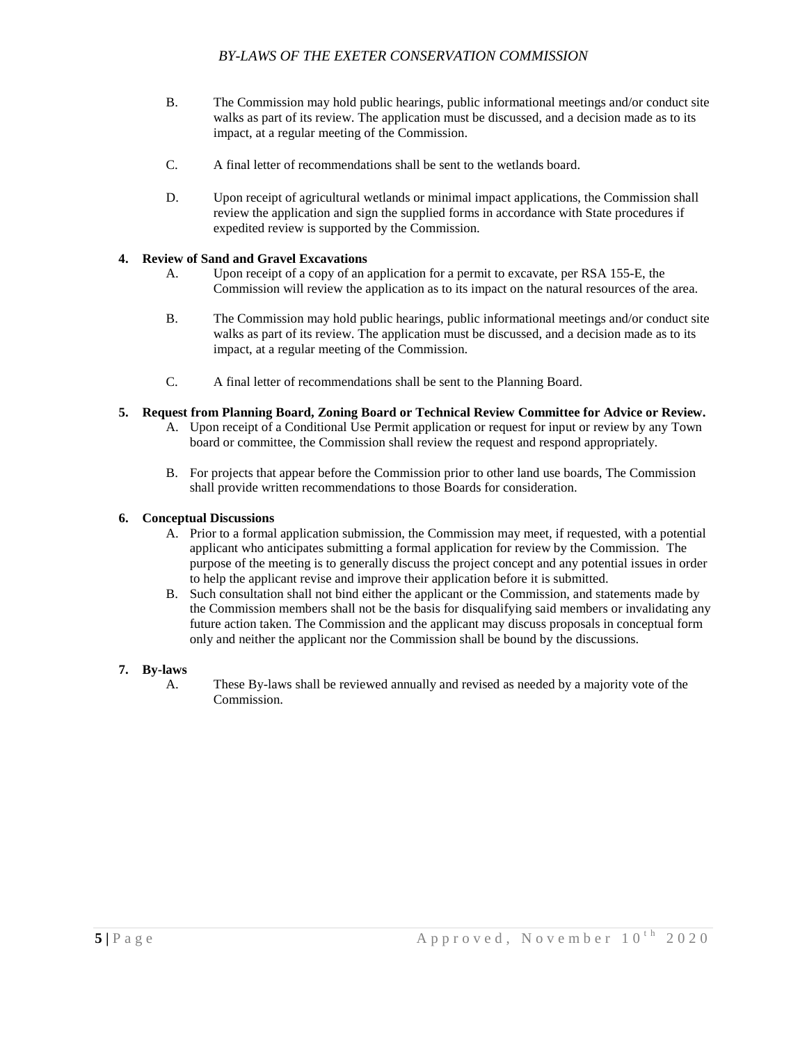B. The Commission may hold public hearings, public informational meetings and/or conduct site walks as part of its review. The application must be discussed, and a decision made as to its impact, at a regular meeting of the Commission.

C. A final letter of recommendations shall be sent to the wetlands board.

D. Upon receipt of agricultural wetlands or minimal impact applications, the Commission shall review the application and sign the supplied forms in accordance with State procedures if expedited review is supported by the Commission.

**4. Review of Sand and Gravel Excavations**

A. Upon receipt of a copy of an application for a permit to excavate, per RSA 155-E, the Commission will review the application as to its impact on the natural resources of the area.

B. The Commission may hold public hearings, public informational meetings and/or conduct site walks as part of its review. The application must be discussed, and a decision made as to its impact, at a regular meeting of the Commission.

C. A final letter of recommendations shall be sent to the Planning Board.

**5. Request from Planning Board, Zoning Board or Technical Review Committee for Advice or Review.**

A. Upon receipt of a Conditional Use Permit application or request for input or review by any Town board or committee, the Commission shall review the request and respond appropriately.

B. For projects that appear before the Commission prior to other land use boards, The Commission shall provide written recommendations to those Boards for consideration.

**6. Conceptual Discussions**

A. Prior to a formal application submission, the Commission may meet, if requested, with a potential applicant who anticipates submitting a formal application for review by the Commission. The purpose of the meeting is to generally discuss the project concept and any potential issues in order to help the applicant revise and improve their application before it is submitted.

B. Such consultation shall not bind either the applicant or the Commission, and statements made by the Commission members shall not be the basis for disqualifying said members or invalidating any future action taken. The Commission and the applicant may discuss proposals in conceptual form only and neither the applicant nor the Commission shall be bound by the discussions.

**7. By-laws**

A. These By-laws shall be reviewed annually and revised as needed by a majority vote of the Commission.